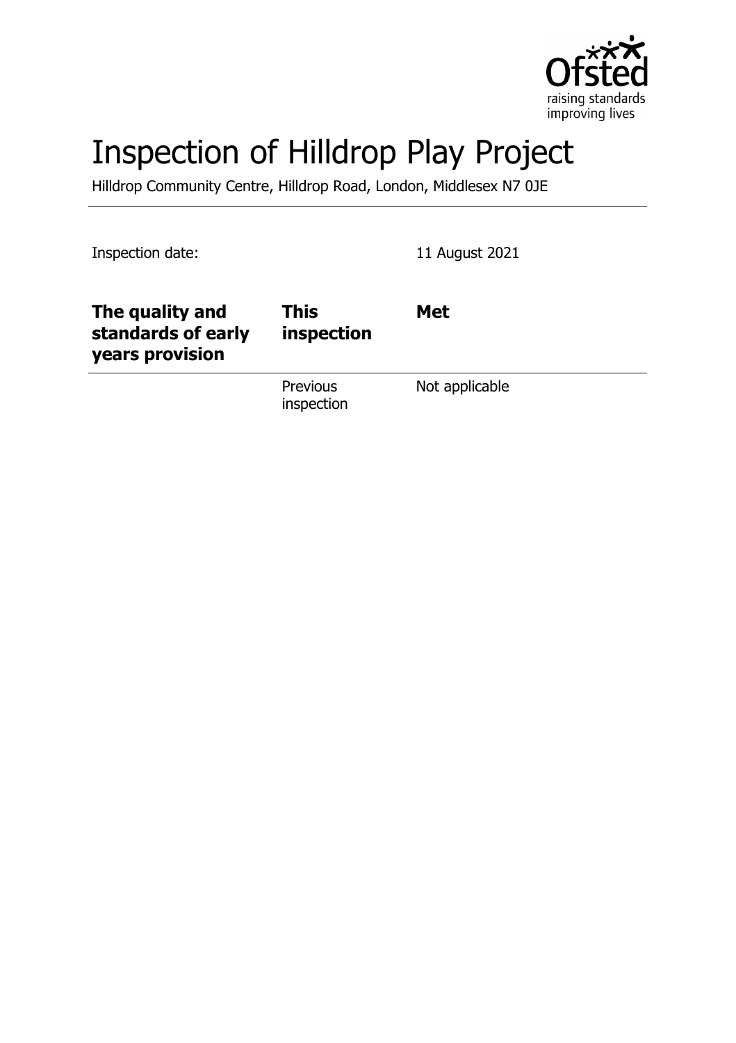# Inspection of Hilldrop Play Project

Hilldrop Community Centre, Hilldrop Road, London, Middlesex N7 0JE

Inspection date: 11 August 2021

| | | |
|---|---|---|
| **The quality and standards of early years provision** | **This inspection** | **Met** |
| | Previous inspection | Not applicable |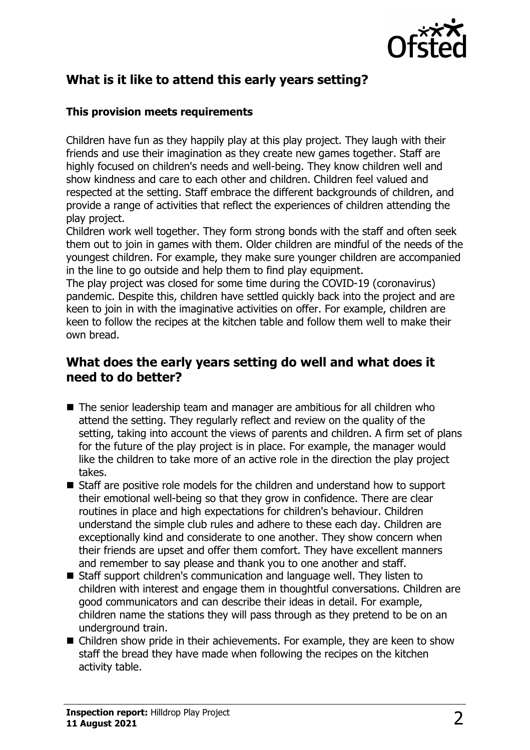## What is it like to attend this early years setting?

### This provision meets requirements

Children have fun as they happily play at this play project. They laugh with their friends and use their imagination as they create new games together. Staff are highly focused on children's needs and well-being. They know children well and show kindness and care to each other and children. Children feel valued and respected at the setting. Staff embrace the different backgrounds of children, and provide a range of activities that reflect the experiences of children attending the play project.

Children work well together. They form strong bonds with the staff and often seek them out to join in games with them. Older children are mindful of the needs of the youngest children. For example, they make sure younger children are accompanied in the line to go outside and help them to find play equipment.

The play project was closed for some time during the COVID-19 (coronavirus) pandemic. Despite this, children have settled quickly back into the project and are keen to join in with the imaginative activities on offer. For example, children are keen to follow the recipes at the kitchen table and follow them well to make their own bread.

## What does the early years setting do well and what does it need to do better?

- The senior leadership team and manager are ambitious for all children who attend the setting. They regularly reflect and review on the quality of the setting, taking into account the views of parents and children. A firm set of plans for the future of the play project is in place. For example, the manager would like the children to take more of an active role in the direction the play project takes.
- Staff are positive role models for the children and understand how to support their emotional well-being so that they grow in confidence. There are clear routines in place and high expectations for children's behaviour. Children understand the simple club rules and adhere to these each day. Children are exceptionally kind and considerate to one another. They show concern when their friends are upset and offer them comfort. They have excellent manners and remember to say please and thank you to one another and staff.
- Staff support children's communication and language well. They listen to children with interest and engage them in thoughtful conversations. Children are good communicators and can describe their ideas in detail. For example, children name the stations they will pass through as they pretend to be on an underground train.
- Children show pride in their achievements. For example, they are keen to show staff the bread they have made when following the recipes on the kitchen activity table.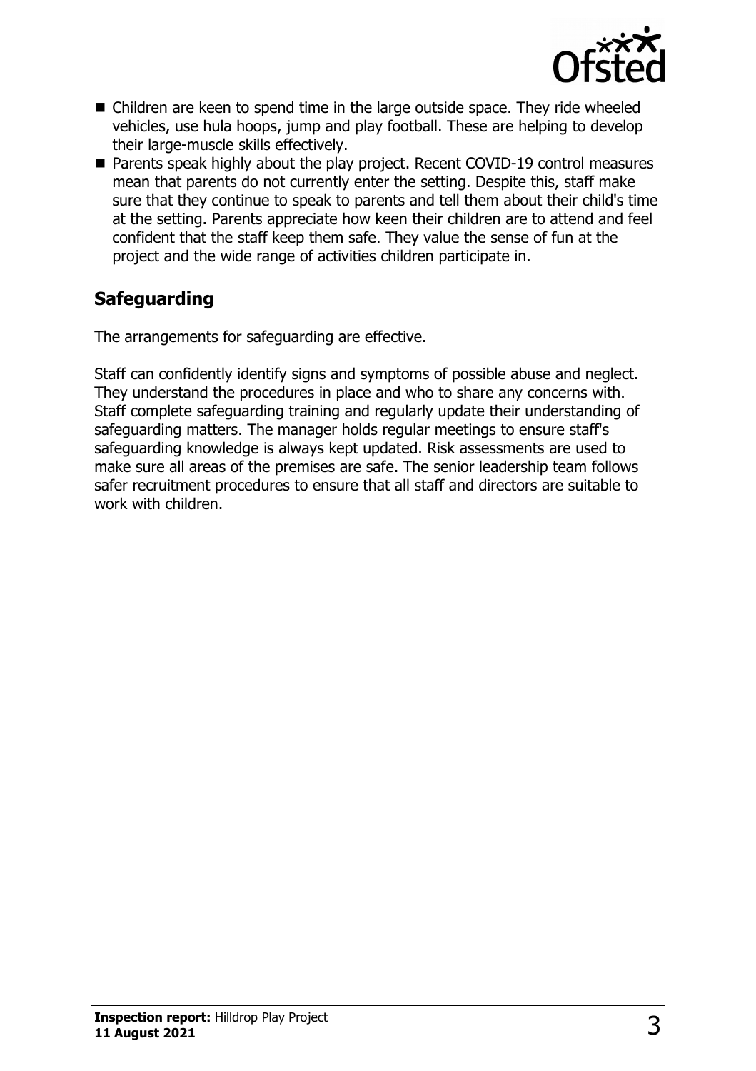- Children are keen to spend time in the large outside space. They ride wheeled vehicles, use hula hoops, jump and play football. These are helping to develop their large-muscle skills effectively.
- Parents speak highly about the play project. Recent COVID-19 control measures mean that parents do not currently enter the setting. Despite this, staff make sure that they continue to speak to parents and tell them about their child's time at the setting. Parents appreciate how keen their children are to attend and feel confident that the staff keep them safe. They value the sense of fun at the project and the wide range of activities children participate in.

## Safeguarding

The arrangements for safeguarding are effective.

Staff can confidently identify signs and symptoms of possible abuse and neglect. They understand the procedures in place and who to share any concerns with. Staff complete safeguarding training and regularly update their understanding of safeguarding matters. The manager holds regular meetings to ensure staff's safeguarding knowledge is always kept updated. Risk assessments are used to make sure all areas of the premises are safe. The senior leadership team follows safer recruitment procedures to ensure that all staff and directors are suitable to work with children.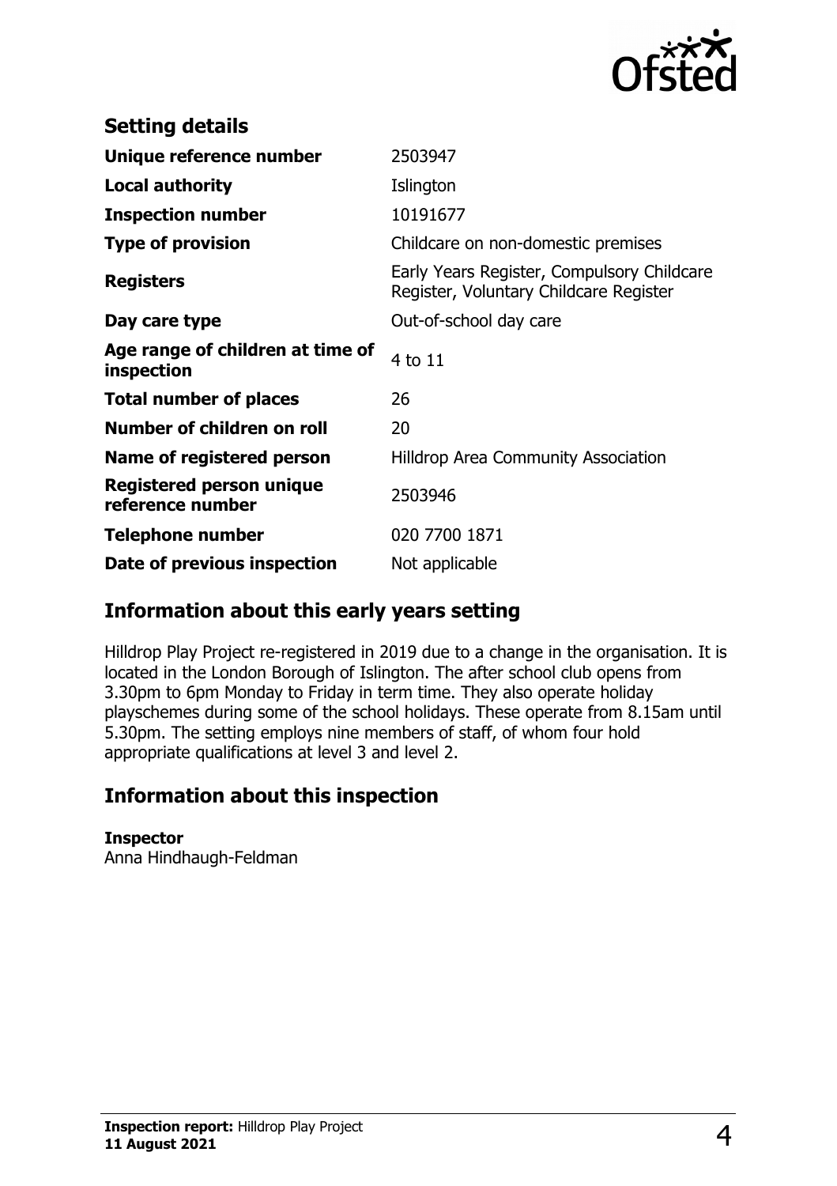## Setting details

| | |
|---|---|
| **Unique reference number** | 2503947 |
| **Local authority** | Islington |
| **Inspection number** | 10191677 |
| **Type of provision** | Childcare on non-domestic premises |
| **Registers** | Early Years Register, Compulsory Childcare Register, Voluntary Childcare Register |
| **Day care type** | Out-of-school day care |
| **Age range of children at time of inspection** | 4 to 11 |
| **Total number of places** | 26 |
| **Number of children on roll** | 20 |
| **Name of registered person** | Hilldrop Area Community Association |
| **Registered person unique reference number** | 2503946 |
| **Telephone number** | 020 7700 1871 |
| **Date of previous inspection** | Not applicable |

## Information about this early years setting

Hilldrop Play Project re-registered in 2019 due to a change in the organisation. It is located in the London Borough of Islington. The after school club opens from 3.30pm to 6pm Monday to Friday in term time. They also operate holiday playschemes during some of the school holidays. These operate from 8.15am until 5.30pm. The setting employs nine members of staff, of whom four hold appropriate qualifications at level 3 and level 2.

## Information about this inspection

**Inspector**
Anna Hindhaugh-Feldman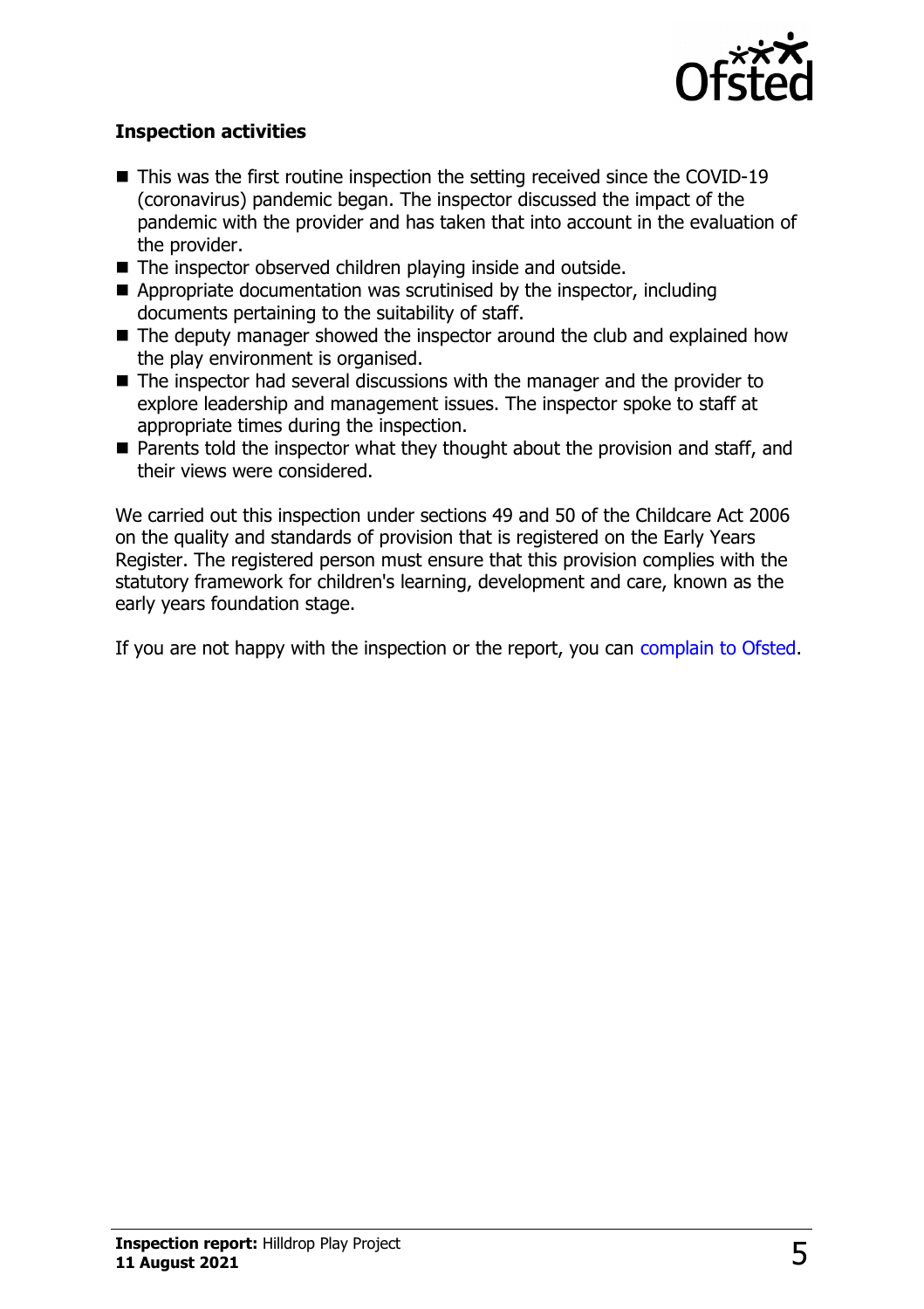### Inspection activities

- This was the first routine inspection the setting received since the COVID-19 (coronavirus) pandemic began. The inspector discussed the impact of the pandemic with the provider and has taken that into account in the evaluation of the provider.
- The inspector observed children playing inside and outside.
- Appropriate documentation was scrutinised by the inspector, including documents pertaining to the suitability of staff.
- The deputy manager showed the inspector around the club and explained how the play environment is organised.
- The inspector had several discussions with the manager and the provider to explore leadership and management issues. The inspector spoke to staff at appropriate times during the inspection.
- Parents told the inspector what they thought about the provision and staff, and their views were considered.

We carried out this inspection under sections 49 and 50 of the Childcare Act 2006 on the quality and standards of provision that is registered on the Early Years Register. The registered person must ensure that this provision complies with the statutory framework for children's learning, development and care, known as the early years foundation stage.

If you are not happy with the inspection or the report, you can complain to Ofsted.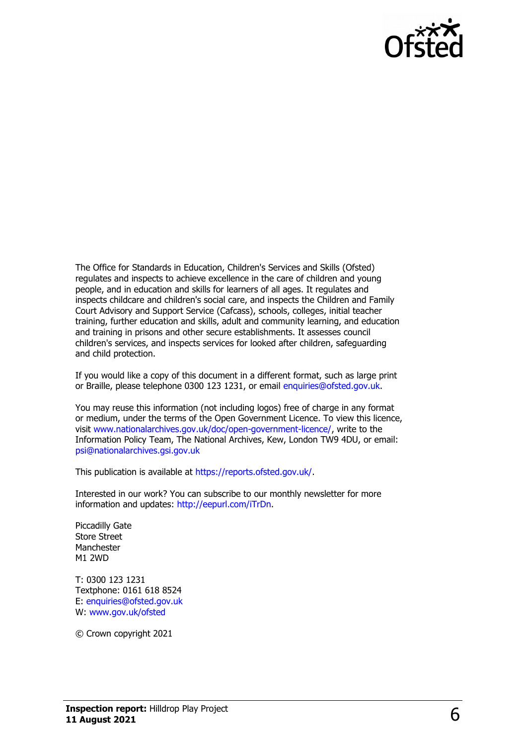The Office for Standards in Education, Children's Services and Skills (Ofsted) regulates and inspects to achieve excellence in the care of children and young people, and in education and skills for learners of all ages. It regulates and inspects childcare and children's social care, and inspects the Children and Family Court Advisory and Support Service (Cafcass), schools, colleges, initial teacher training, further education and skills, adult and community learning, and education and training in prisons and other secure establishments. It assesses council children's services, and inspects services for looked after children, safeguarding and child protection.

If you would like a copy of this document in a different format, such as large print or Braille, please telephone 0300 123 1231, or email enquiries@ofsted.gov.uk.

You may reuse this information (not including logos) free of charge in any format or medium, under the terms of the Open Government Licence. To view this licence, visit www.nationalarchives.gov.uk/doc/open-government-licence/, write to the Information Policy Team, The National Archives, Kew, London TW9 4DU, or email: psi@nationalarchives.gsi.gov.uk

This publication is available at https://reports.ofsted.gov.uk/.

Interested in our work? You can subscribe to our monthly newsletter for more information and updates: http://eepurl.com/iTrDn.

Piccadilly Gate
Store Street
Manchester
M1 2WD

T: 0300 123 1231
Textphone: 0161 618 8524
E: enquiries@ofsted.gov.uk
W: www.gov.uk/ofsted

© Crown copyright 2021